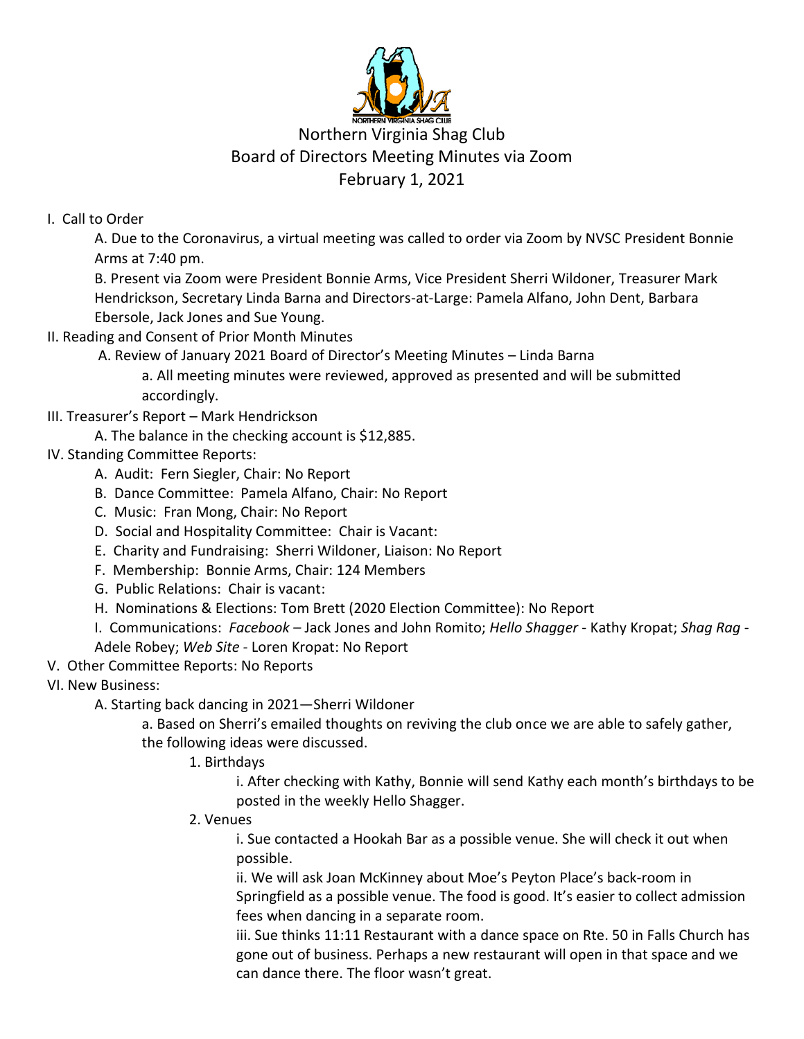# Northern Virginia Shag Club
## Board of Directors Meeting Minutes via Zoom
## February 1, 2021

I. Call to Order

A. Due to the Coronavirus, a virtual meeting was called to order via Zoom by NVSC President Bonnie Arms at 7:40 pm.

B. Present via Zoom were President Bonnie Arms, Vice President Sherri Wildoner, Treasurer Mark Hendrickson, Secretary Linda Barna and Directors-at-Large: Pamela Alfano, John Dent, Barbara Ebersole, Jack Jones and Sue Young.

II. Reading and Consent of Prior Month Minutes

A. Review of January 2021 Board of Director's Meeting Minutes – Linda Barna

a. All meeting minutes were reviewed, approved as presented and will be submitted accordingly.

III. Treasurer's Report – Mark Hendrickson

A. The balance in the checking account is $12,885.

IV. Standing Committee Reports:

A. Audit: Fern Siegler, Chair: No Report

B. Dance Committee: Pamela Alfano, Chair: No Report

C. Music: Fran Mong, Chair: No Report

D. Social and Hospitality Committee: Chair is Vacant:

E. Charity and Fundraising: Sherri Wildoner, Liaison: No Report

F. Membership: Bonnie Arms, Chair: 124 Members

G. Public Relations: Chair is vacant:

H. Nominations & Elections: Tom Brett (2020 Election Committee): No Report

I. Communications: *Facebook* – Jack Jones and John Romito; *Hello Shagger* - Kathy Kropat; *Shag Rag* - Adele Robey; *Web Site* - Loren Kropat: No Report

V. Other Committee Reports: No Reports

VI. New Business:

A. Starting back dancing in 2021—Sherri Wildoner

a. Based on Sherri's emailed thoughts on reviving the club once we are able to safely gather, the following ideas were discussed.

1. Birthdays

i. After checking with Kathy, Bonnie will send Kathy each month's birthdays to be posted in the weekly Hello Shagger.

2. Venues

i. Sue contacted a Hookah Bar as a possible venue. She will check it out when possible.

ii. We will ask Joan McKinney about Moe's Peyton Place's back-room in Springfield as a possible venue. The food is good. It's easier to collect admission fees when dancing in a separate room.

iii. Sue thinks 11:11 Restaurant with a dance space on Rte. 50 in Falls Church has gone out of business. Perhaps a new restaurant will open in that space and we can dance there. The floor wasn't great.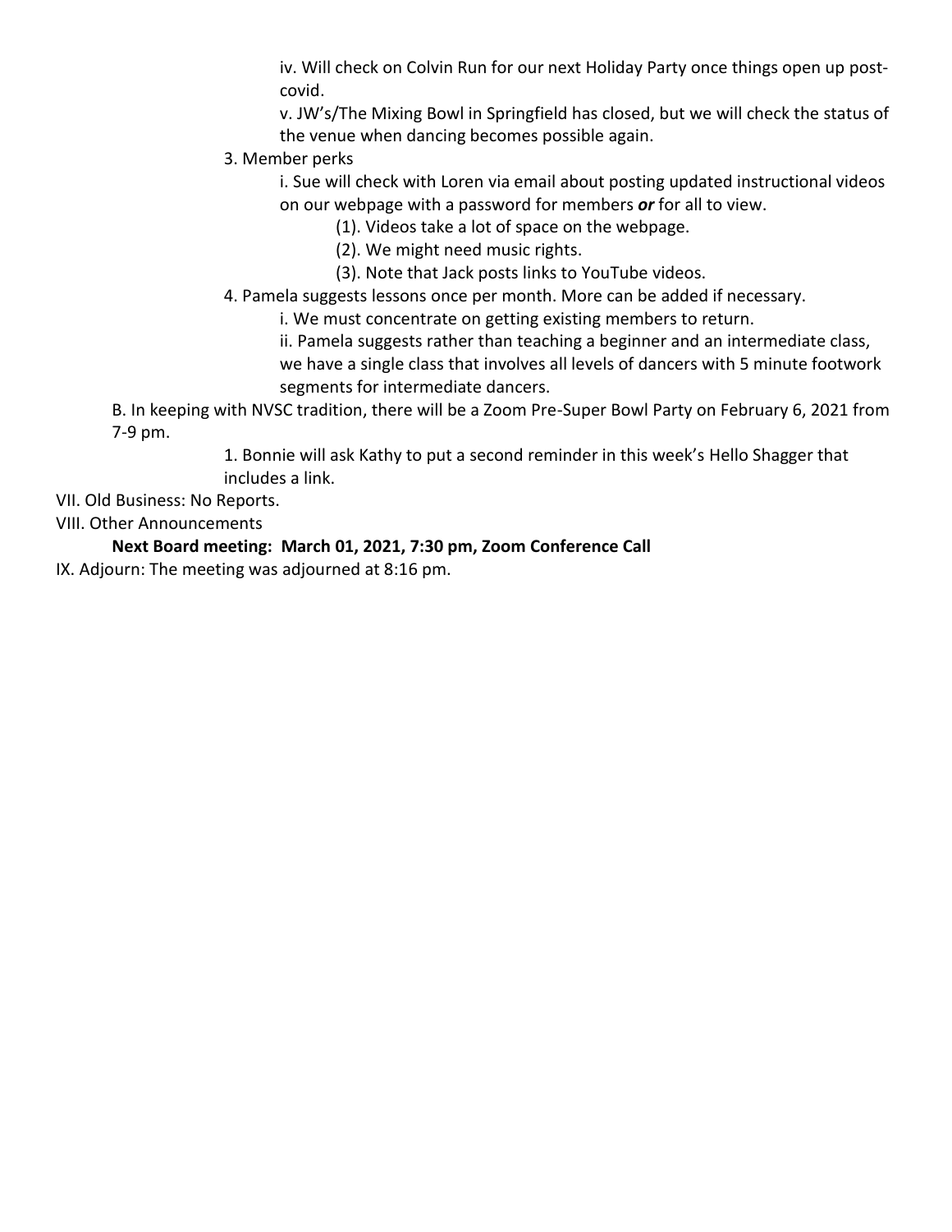iv. Will check on Colvin Run for our next Holiday Party once things open up post-covid.

v. JW's/The Mixing Bowl in Springfield has closed, but we will check the status of the venue when dancing becomes possible again.

3. Member perks

i. Sue will check with Loren via email about posting updated instructional videos on our webpage with a password for members ***or*** for all to view.

(1). Videos take a lot of space on the webpage.

(2). We might need music rights.

(3). Note that Jack posts links to YouTube videos.

4. Pamela suggests lessons once per month. More can be added if necessary.

i. We must concentrate on getting existing members to return.

ii. Pamela suggests rather than teaching a beginner and an intermediate class, we have a single class that involves all levels of dancers with 5 minute footwork segments for intermediate dancers.

B. In keeping with NVSC tradition, there will be a Zoom Pre-Super Bowl Party on February 6, 2021 from 7-9 pm.

1. Bonnie will ask Kathy to put a second reminder in this week's Hello Shagger that includes a link.

VII. Old Business: No Reports.

VIII. Other Announcements

**Next Board meeting: March 01, 2021, 7:30 pm, Zoom Conference Call**

IX. Adjourn: The meeting was adjourned at 8:16 pm.